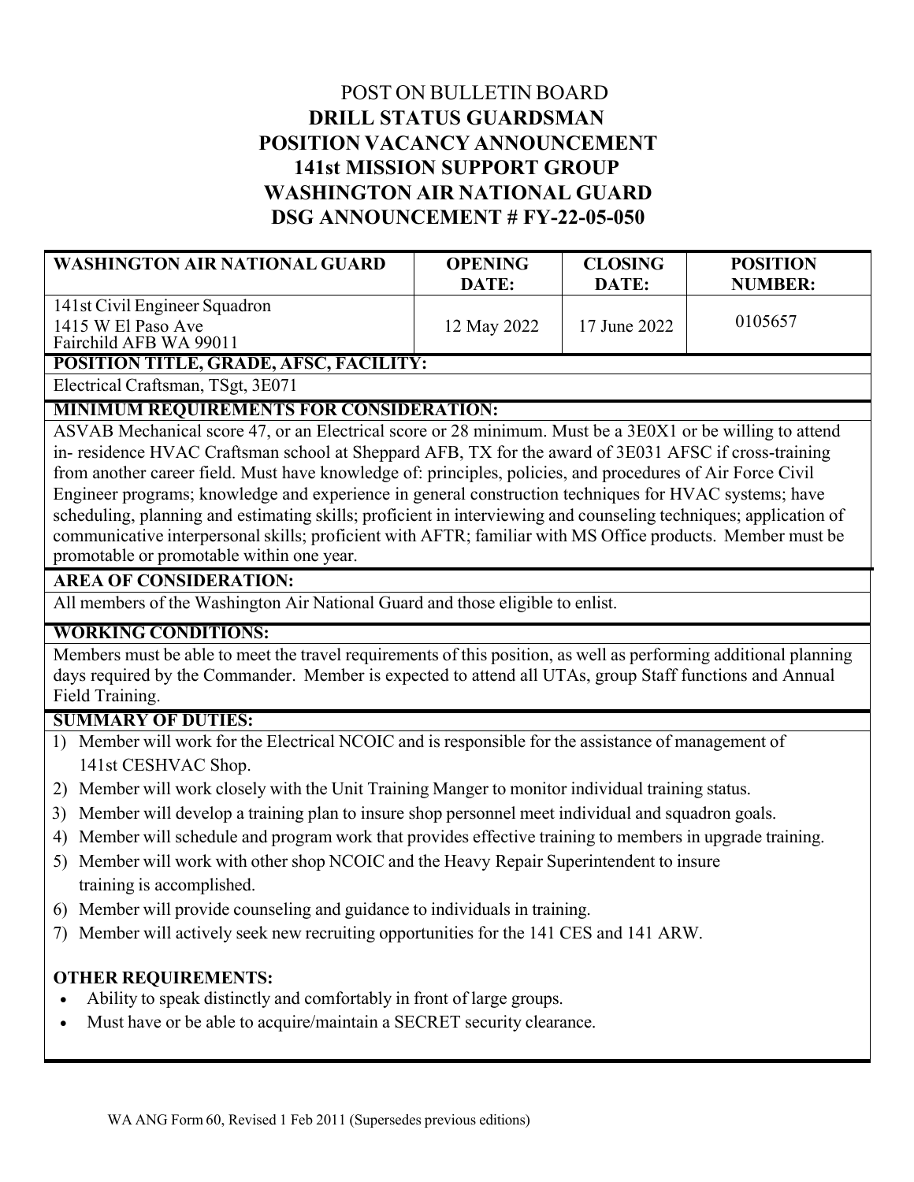POST ON BULLETIN BOARD

**DRILL STATUS GUARDSMAN**
**POSITION VACANCY ANNOUNCEMENT**
**141st MISSION SUPPORT GROUP**
**WASHINGTON AIR NATIONAL GUARD**
**DSG ANNOUNCEMENT # FY-22-05-050**

| WASHINGTON AIR NATIONAL GUARD | OPENING DATE: | CLOSING DATE: | POSITION NUMBER: |
|---|---|---|---|
| 141st Civil Engineer Squadron<br>1415 W El Paso Ave<br>Fairchild AFB WA 99011 | 12 May 2022 | 17 June 2022 | 0105657 |

**POSITION TITLE, GRADE, AFSC, FACILITY:**

Electrical Craftsman, TSgt, 3E071

**MINIMUM REQUIREMENTS FOR CONSIDERATION:**

ASVAB Mechanical score 47, or an Electrical score or 28 minimum. Must be a 3E0X1 or be willing to attend in- residence HVAC Craftsman school at Sheppard AFB, TX for the award of 3E031 AFSC if cross-training from another career field. Must have knowledge of: principles, policies, and procedures of Air Force Civil Engineer programs; knowledge and experience in general construction techniques for HVAC systems; have scheduling, planning and estimating skills; proficient in interviewing and counseling techniques; application of communicative interpersonal skills; proficient with AFTR; familiar with MS Office products. Member must be promotable or promotable within one year.

**AREA OF CONSIDERATION:**

All members of the Washington Air National Guard and those eligible to enlist.

**WORKING CONDITIONS:**

Members must be able to meet the travel requirements of this position, as well as performing additional planning days required by the Commander. Member is expected to attend all UTAs, group Staff functions and Annual Field Training.

**SUMMARY OF DUTIES:**

1) Member will work for the Electrical NCOIC and is responsible for the assistance of management of 141st CESHVAC Shop.
2) Member will work closely with the Unit Training Manger to monitor individual training status.
3) Member will develop a training plan to insure shop personnel meet individual and squadron goals.
4) Member will schedule and program work that provides effective training to members in upgrade training.
5) Member will work with other shop NCOIC and the Heavy Repair Superintendent to insure training is accomplished.
6) Member will provide counseling and guidance to individuals in training.
7) Member will actively seek new recruiting opportunities for the 141 CES and 141 ARW.

**OTHER REQUIREMENTS:**

- Ability to speak distinctly and comfortably in front of large groups.
- Must have or be able to acquire/maintain a SECRET security clearance.

WA ANG Form 60, Revised 1 Feb 2011 (Supersedes previous editions)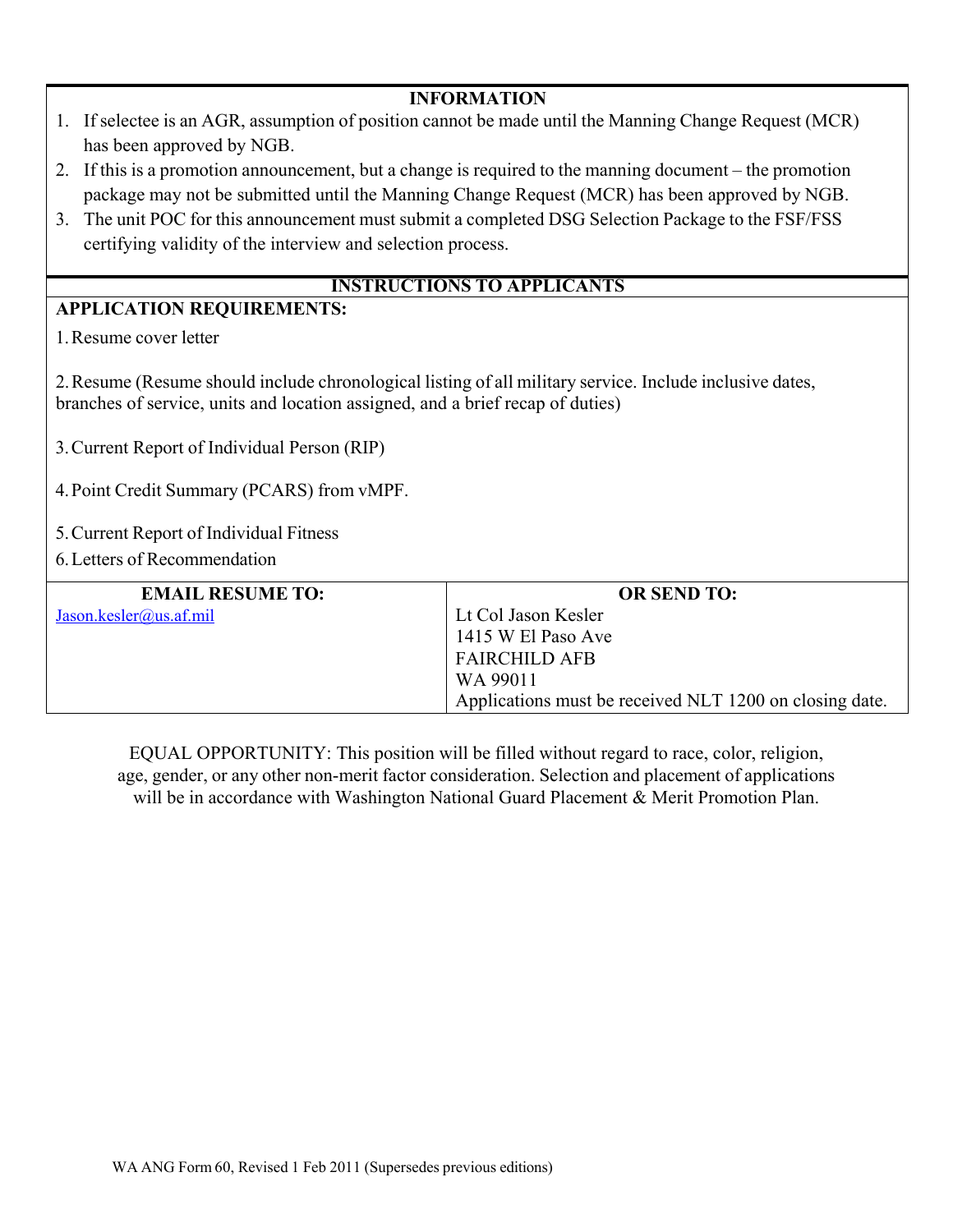## INFORMATION

1. If selectee is an AGR, assumption of position cannot be made until the Manning Change Request (MCR) has been approved by NGB.
2. If this is a promotion announcement, but a change is required to the manning document – the promotion package may not be submitted until the Manning Change Request (MCR) has been approved by NGB.
3. The unit POC for this announcement must submit a completed DSG Selection Package to the FSF/FSS certifying validity of the interview and selection process.

## INSTRUCTIONS TO APPLICANTS

**APPLICATION REQUIREMENTS:**

1. Resume cover letter

2. Resume (Resume should include chronological listing of all military service. Include inclusive dates, branches of service, units and location assigned, and a brief recap of duties)

3. Current Report of Individual Person (RIP)

4. Point Credit Summary (PCARS) from vMPF.

5. Current Report of Individual Fitness
6. Letters of Recommendation

| EMAIL RESUME TO: | OR SEND TO: |
|---|---|
| Jason.kesler@us.af.mil | Lt Col Jason Kesler<br>1415 W El Paso Ave<br>FAIRCHILD AFB<br>WA 99011<br>Applications must be received NLT 1200 on closing date. |

EQUAL OPPORTUNITY: This position will be filled without regard to race, color, religion, age, gender, or any other non-merit factor consideration. Selection and placement of applications will be in accordance with Washington National Guard Placement & Merit Promotion Plan.

WA ANG Form 60, Revised 1 Feb 2011 (Supersedes previous editions)